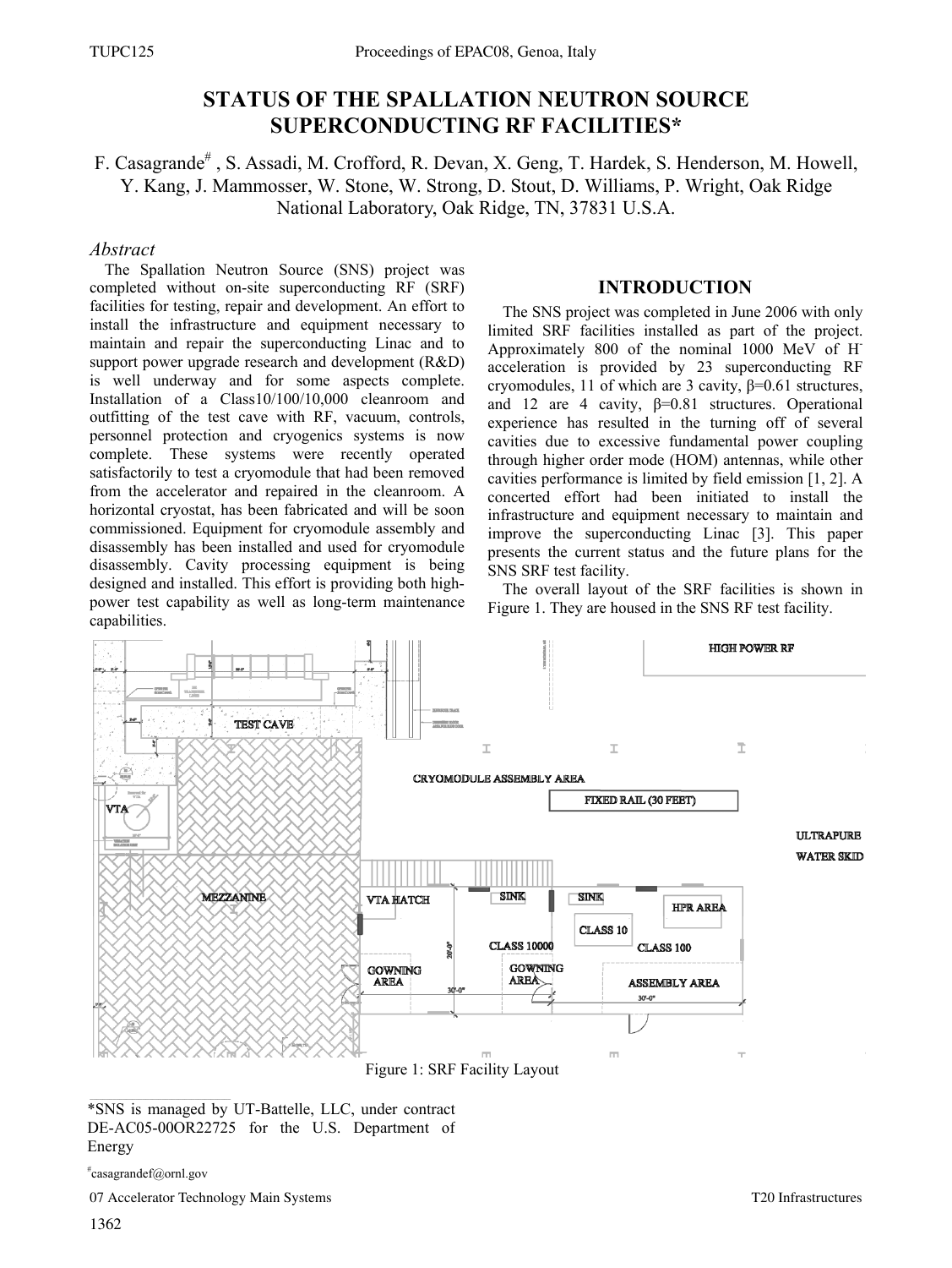# STATUS OF THE SPALLATION NEUTRON SOURCE SUPERCONDUCTING RF FACILITIES*

F. Casagrande[#], S. Assadi, M. Crofford, R. Devan, X. Geng, T. Hardek, S. Henderson, M. Howell, Y. Kang, J. Mammosser, W. Stone, W. Strong, D. Stout, D. Williams, P. Wright, Oak Ridge National Laboratory, Oak Ridge, TN, 37831 U.S.A.

### *Abstract*

The Spallation Neutron Source (SNS) project was completed without on-site superconducting RF (SRF) facilities for testing, repair and development. An effort to install the infrastructure and equipment necessary to maintain and repair the superconducting Linac and to support power upgrade research and development (R&D) is well underway and for some aspects complete. Installation of a Class10/100/10,000 cleanroom and outfitting of the test cave with RF, vacuum, controls, personnel protection and cryogenics systems is now complete. These systems were recently operated satisfactorily to test a cryomodule that had been removed from the accelerator and repaired in the cleanroom. A horizontal cryostat, has been fabricated and will be soon commissioned. Equipment for cryomodule assembly and disassembly has been installed and used for cryomodule disassembly. Cavity processing equipment is being designed and installed. This effort is providing both high-power test capability as well as long-term maintenance capabilities.

## INTRODUCTION

The SNS project was completed in June 2006 with only limited SRF facilities installed as part of the project. Approximately 800 of the nominal 1000 MeV of $H^-$ acceleration is provided by 23 superconducting RF cryomodules, 11 of which are 3 cavity, $\beta$=0.61 structures, and 12 are 4 cavity, $\beta$=0.81 structures. Operational experience has resulted in the turning off of several cavities due to excessive fundamental power coupling through higher order mode (HOM) antennas, while other cavities performance is limited by field emission [1, 2]. A concerted effort had been initiated to install the infrastructure and equipment necessary to maintain and improve the superconducting Linac [3]. This paper presents the current status and the future plans for the SNS SRF test facility.

The overall layout of the SRF facilities is shown in Figure 1. They are housed in the SNS RF test facility.

Figure 1: SRF Facility Layout

*SNS is managed by UT-Battelle, LLC, under contract DE-AC05-00OR22725 for the U.S. Department of Energy

[#]casagrandef@ornl.gov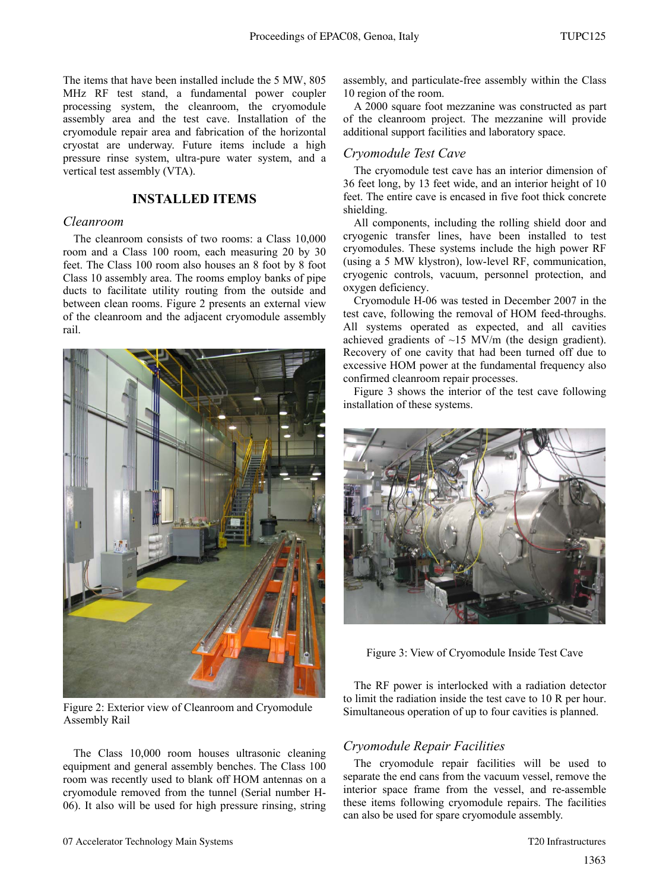The items that have been installed include the 5 MW, 805 MHz RF test stand, a fundamental power coupler processing system, the cleanroom, the cryomodule assembly area and the test cave. Installation of the cryomodule repair area and fabrication of the horizontal cryostat are underway. Future items include a high pressure rinse system, ultra-pure water system, and a vertical test assembly (VTA).

## INSTALLED ITEMS

### *Cleanroom*

The cleanroom consists of two rooms: a Class 10,000 room and a Class 100 room, each measuring 20 by 30 feet. The Class 100 room also houses an 8 foot by 8 foot Class 10 assembly area. The rooms employ banks of pipe ducts to facilitate utility routing from the outside and between clean rooms. Figure 2 presents an external view of the cleanroom and the adjacent cryomodule assembly rail.

Figure 2: Exterior view of Cleanroom and Cryomodule Assembly Rail

The Class 10,000 room houses ultrasonic cleaning equipment and general assembly benches. The Class 100 room was recently used to blank off HOM antennas on a cryomodule removed from the tunnel (Serial number H-06). It also will be used for high pressure rinsing, string assembly, and particulate-free assembly within the Class 10 region of the room.

A 2000 square foot mezzanine was constructed as part of the cleanroom project. The mezzanine will provide additional support facilities and laboratory space.

### *Cryomodule Test Cave*

The cryomodule test cave has an interior dimension of 36 feet long, by 13 feet wide, and an interior height of 10 feet. The entire cave is encased in five foot thick concrete shielding.

All components, including the rolling shield door and cryogenic transfer lines, have been installed to test cryomodules. These systems include the high power RF (using a 5 MW klystron), low-level RF, communication, cryogenic controls, vacuum, personnel protection, and oxygen deficiency.

Cryomodule H-06 was tested in December 2007 in the test cave, following the removal of HOM feed-throughs. All systems operated as expected, and all cavities achieved gradients of ~15 MV/m (the design gradient). Recovery of one cavity that had been turned off due to excessive HOM power at the fundamental frequency also confirmed cleanroom repair processes.

Figure 3 shows the interior of the test cave following installation of these systems.

Figure 3: View of Cryomodule Inside Test Cave

The RF power is interlocked with a radiation detector to limit the radiation inside the test cave to 10 R per hour. Simultaneous operation of up to four cavities is planned.

### *Cryomodule Repair Facilities*

The cryomodule repair facilities will be used to separate the end cans from the vacuum vessel, remove the interior space frame from the vessel, and re-assemble these items following cryomodule repairs. The facilities can also be used for spare cryomodule assembly.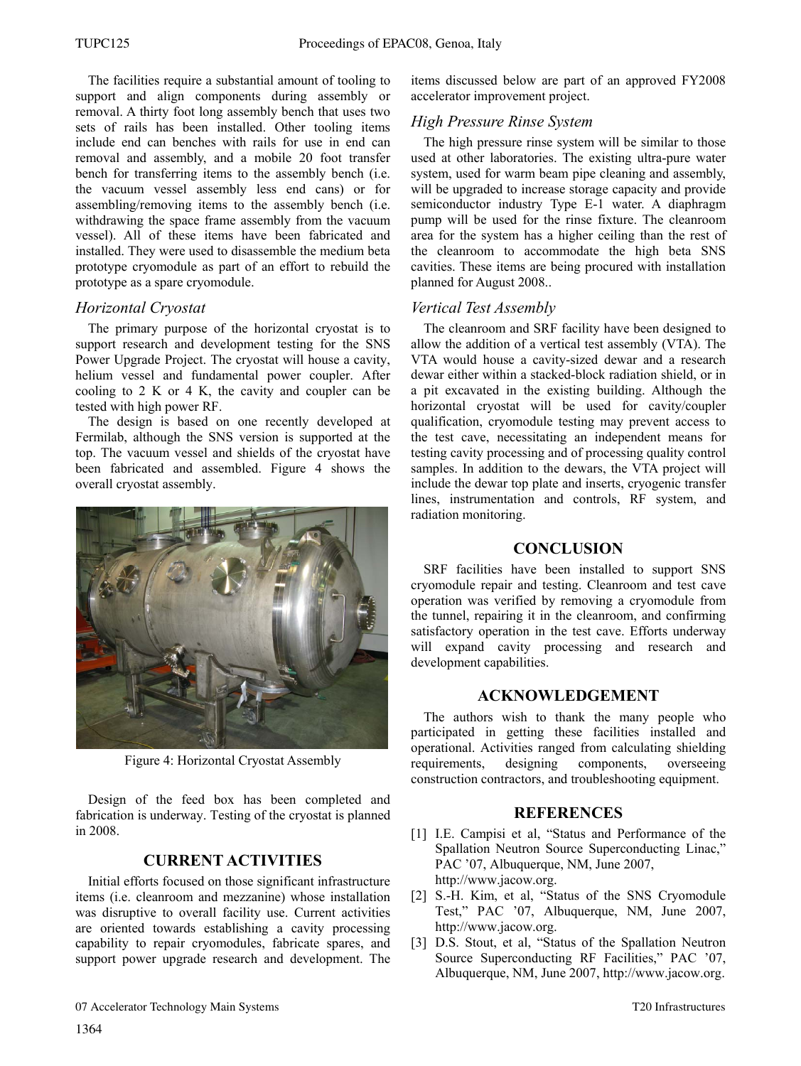The facilities require a substantial amount of tooling to support and align components during assembly or removal. A thirty foot long assembly bench that uses two sets of rails has been installed. Other tooling items include end can benches with rails for use in end can removal and assembly, and a mobile 20 foot transfer bench for transferring items to the assembly bench (i.e. the vacuum vessel assembly less end cans) or for assembling/removing items to the assembly bench (i.e. withdrawing the space frame assembly from the vacuum vessel). All of these items have been fabricated and installed. They were used to disassemble the medium beta prototype cryomodule as part of an effort to rebuild the prototype as a spare cryomodule.

### *Horizontal Cryostat*

The primary purpose of the horizontal cryostat is to support research and development testing for the SNS Power Upgrade Project. The cryostat will house a cavity, helium vessel and fundamental power coupler. After cooling to 2 K or 4 K, the cavity and coupler can be tested with high power RF.

The design is based on one recently developed at Fermilab, although the SNS version is supported at the top. The vacuum vessel and shields of the cryostat have been fabricated and assembled. Figure 4 shows the overall cryostat assembly.

Figure 4: Horizontal Cryostat Assembly

Design of the feed box has been completed and fabrication is underway. Testing of the cryostat is planned in 2008.

## CURRENT ACTIVITIES

Initial efforts focused on those significant infrastructure items (i.e. cleanroom and mezzanine) whose installation was disruptive to overall facility use. Current activities are oriented towards establishing a cavity processing capability to repair cryomodules, fabricate spares, and support power upgrade research and development. The items discussed below are part of an approved FY2008 accelerator improvement project.

### *High Pressure Rinse System*

The high pressure rinse system will be similar to those used at other laboratories. The existing ultra-pure water system, used for warm beam pipe cleaning and assembly, will be upgraded to increase storage capacity and provide semiconductor industry Type E-1 water. A diaphragm pump will be used for the rinse fixture. The cleanroom area for the system has a higher ceiling than the rest of the cleanroom to accommodate the high beta SNS cavities. These items are being procured with installation planned for August 2008..

### *Vertical Test Assembly*

The cleanroom and SRF facility have been designed to allow the addition of a vertical test assembly (VTA). The VTA would house a cavity-sized dewar and a research dewar either within a stacked-block radiation shield, or in a pit excavated in the existing building. Although the horizontal cryostat will be used for cavity/coupler qualification, cryomodule testing may prevent access to the test cave, necessitating an independent means for testing cavity processing and of processing quality control samples. In addition to the dewars, the VTA project will include the dewar top plate and inserts, cryogenic transfer lines, instrumentation and controls, RF system, and radiation monitoring.

## CONCLUSION

SRF facilities have been installed to support SNS cryomodule repair and testing. Cleanroom and test cave operation was verified by removing a cryomodule from the tunnel, repairing it in the cleanroom, and confirming satisfactory operation in the test cave. Efforts underway will expand cavity processing and research and development capabilities.

## ACKNOWLEDGEMENT

The authors wish to thank the many people who participated in getting these facilities installed and operational. Activities ranged from calculating shielding requirements, designing components, overseeing construction contractors, and troubleshooting equipment.

## REFERENCES

[1] I.E. Campisi et al, "Status and Performance of the Spallation Neutron Source Superconducting Linac," PAC '07, Albuquerque, NM, June 2007, http://www.jacow.org.

[2] S.-H. Kim, et al, "Status of the SNS Cryomodule Test," PAC '07, Albuquerque, NM, June 2007, http://www.jacow.org.

[3] D.S. Stout, et al, "Status of the Spallation Neutron Source Superconducting RF Facilities," PAC '07, Albuquerque, NM, June 2007, http://www.jacow.org.